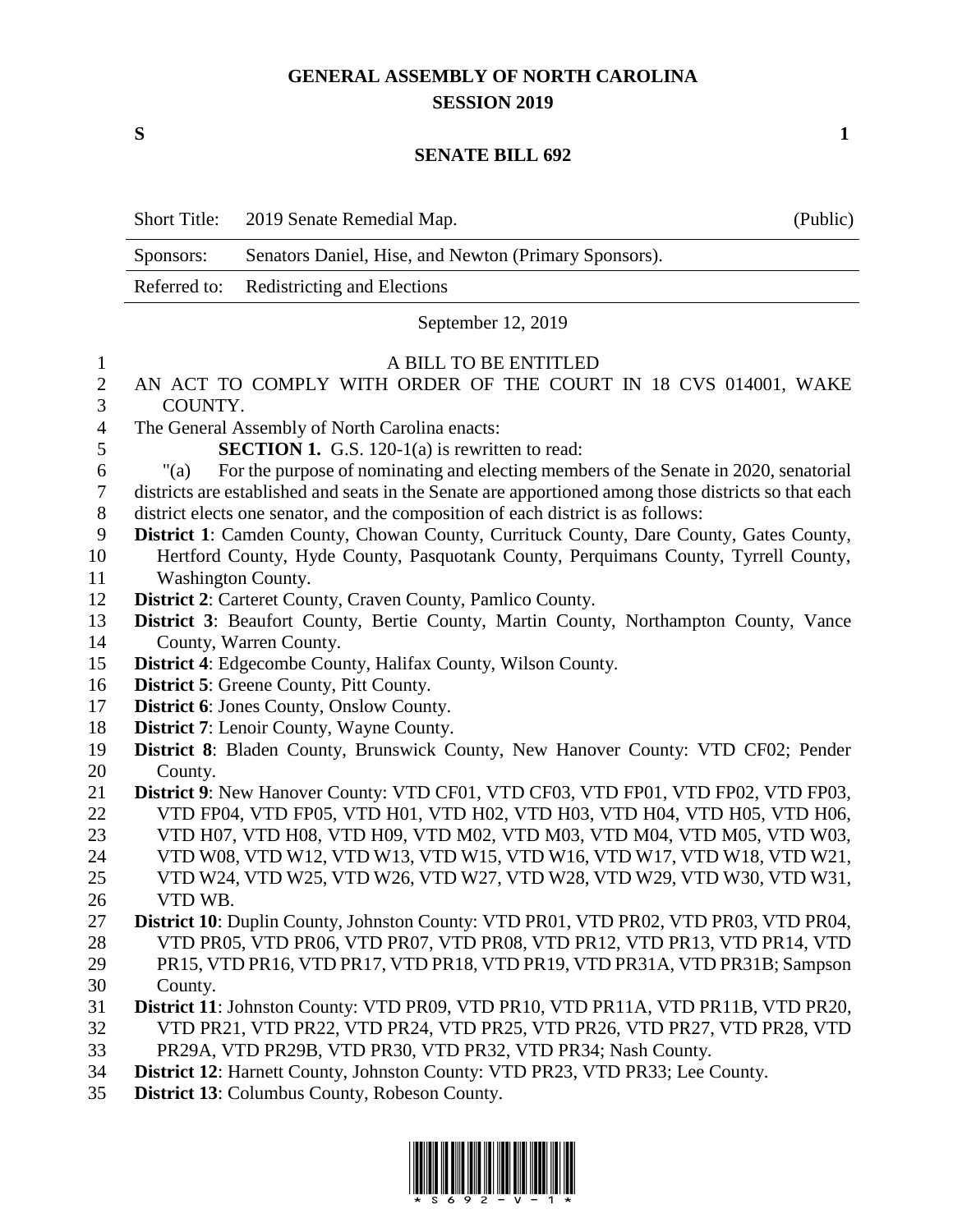# GENERAL ASSEMBLY OF NORTH CAROLINA
## SESSION 2019

**S** **1**

## SENATE BILL 692

| Short Title: | 2019 Senate Remedial Map. | (Public) |
|---|---|---|
| Sponsors: | Senators Daniel, Hise, and Newton (Primary Sponsors). | |
| Referred to: | Redistricting and Elections | |

September 12, 2019

A BILL TO BE ENTITLED

AN ACT TO COMPLY WITH ORDER OF THE COURT IN 18 CVS 014001, WAKE COUNTY.

The General Assembly of North Carolina enacts:

**SECTION 1.** G.S. 120-1(a) is rewritten to read:

"(a) For the purpose of nominating and electing members of the Senate in 2020, senatorial districts are established and seats in the Senate are apportioned among those districts so that each district elects one senator, and the composition of each district is as follows:

**District 1**: Camden County, Chowan County, Currituck County, Dare County, Gates County, Hertford County, Hyde County, Pasquotank County, Perquimans County, Tyrrell County, Washington County.

**District 2**: Carteret County, Craven County, Pamlico County.

**District 3**: Beaufort County, Bertie County, Martin County, Northampton County, Vance County, Warren County.

**District 4**: Edgecombe County, Halifax County, Wilson County.

**District 5**: Greene County, Pitt County.

**District 6**: Jones County, Onslow County.

**District 7**: Lenoir County, Wayne County.

**District 8**: Bladen County, Brunswick County, New Hanover County: VTD CF02; Pender County.

**District 9**: New Hanover County: VTD CF01, VTD CF03, VTD FP01, VTD FP02, VTD FP03, VTD FP04, VTD FP05, VTD H01, VTD H02, VTD H03, VTD H04, VTD H05, VTD H06, VTD H07, VTD H08, VTD H09, VTD M02, VTD M03, VTD M04, VTD M05, VTD W03, VTD W08, VTD W12, VTD W13, VTD W15, VTD W16, VTD W17, VTD W18, VTD W21, VTD W24, VTD W25, VTD W26, VTD W27, VTD W28, VTD W29, VTD W30, VTD W31, VTD WB.

**District 10**: Duplin County, Johnston County: VTD PR01, VTD PR02, VTD PR03, VTD PR04, VTD PR05, VTD PR06, VTD PR07, VTD PR08, VTD PR12, VTD PR13, VTD PR14, VTD PR15, VTD PR16, VTD PR17, VTD PR18, VTD PR19, VTD PR31A, VTD PR31B; Sampson County.

**District 11**: Johnston County: VTD PR09, VTD PR10, VTD PR11A, VTD PR11B, VTD PR20, VTD PR21, VTD PR22, VTD PR24, VTD PR25, VTD PR26, VTD PR27, VTD PR28, VTD PR29A, VTD PR29B, VTD PR30, VTD PR32, VTD PR34; Nash County.

**District 12**: Harnett County, Johnston County: VTD PR23, VTD PR33; Lee County.

**District 13**: Columbus County, Robeson County.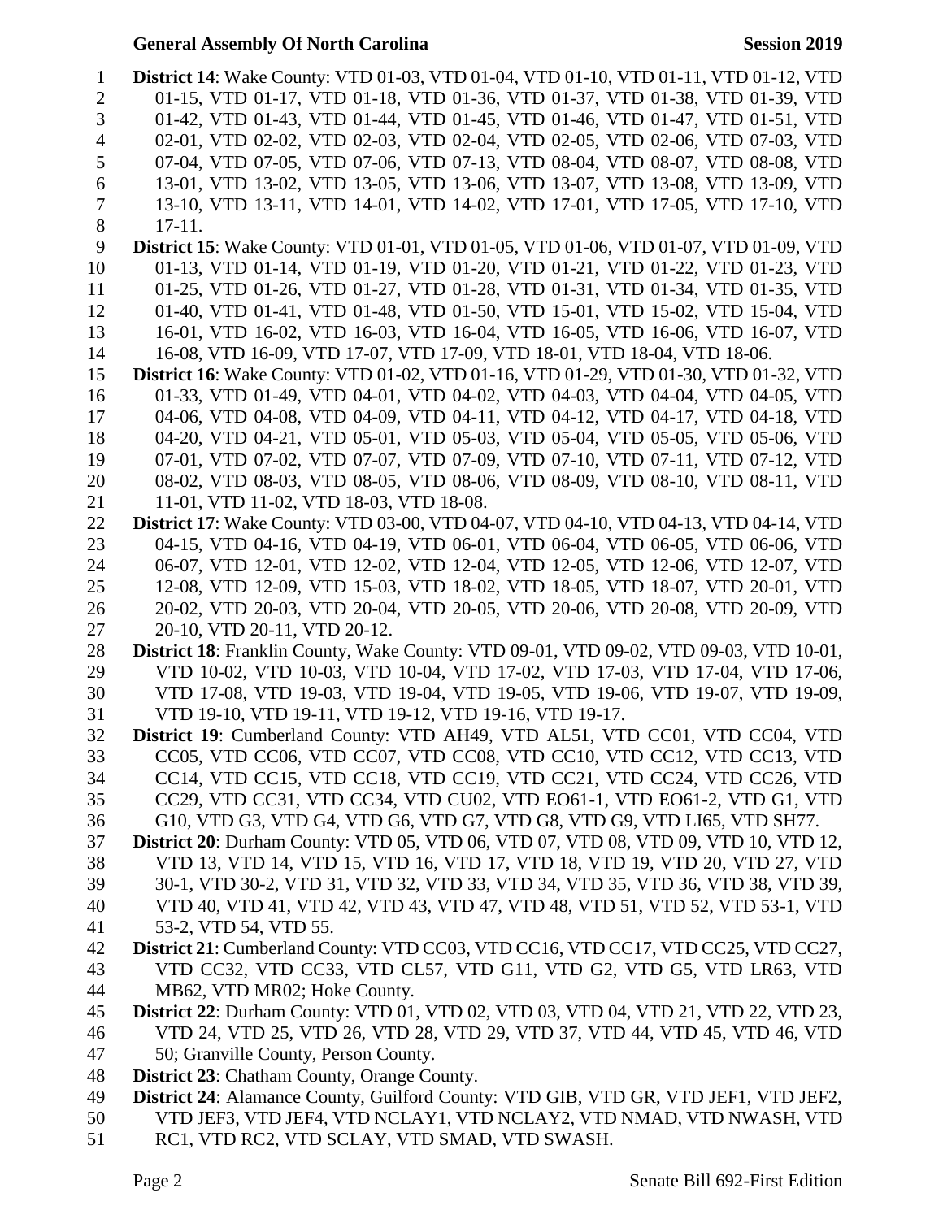**District 14**: Wake County: VTD 01-03, VTD 01-04, VTD 01-10, VTD 01-11, VTD 01-12, VTD 01-15, VTD 01-17, VTD 01-18, VTD 01-36, VTD 01-37, VTD 01-38, VTD 01-39, VTD 01-42, VTD 01-43, VTD 01-44, VTD 01-45, VTD 01-46, VTD 01-47, VTD 01-51, VTD 02-01, VTD 02-02, VTD 02-03, VTD 02-04, VTD 02-05, VTD 02-06, VTD 07-03, VTD 07-04, VTD 07-05, VTD 07-06, VTD 07-13, VTD 08-04, VTD 08-07, VTD 08-08, VTD 13-01, VTD 13-02, VTD 13-05, VTD 13-06, VTD 13-07, VTD 13-08, VTD 13-09, VTD 13-10, VTD 13-11, VTD 14-01, VTD 14-02, VTD 17-01, VTD 17-05, VTD 17-10, VTD 17-11.

**District 15**: Wake County: VTD 01-01, VTD 01-05, VTD 01-06, VTD 01-07, VTD 01-09, VTD 01-13, VTD 01-14, VTD 01-19, VTD 01-20, VTD 01-21, VTD 01-22, VTD 01-23, VTD 01-25, VTD 01-26, VTD 01-27, VTD 01-28, VTD 01-31, VTD 01-34, VTD 01-35, VTD 01-40, VTD 01-41, VTD 01-48, VTD 01-50, VTD 15-01, VTD 15-02, VTD 15-04, VTD 16-01, VTD 16-02, VTD 16-03, VTD 16-04, VTD 16-05, VTD 16-06, VTD 16-07, VTD 16-08, VTD 16-09, VTD 17-07, VTD 17-09, VTD 18-01, VTD 18-04, VTD 18-06.

**District 16**: Wake County: VTD 01-02, VTD 01-16, VTD 01-29, VTD 01-30, VTD 01-32, VTD 01-33, VTD 01-49, VTD 04-01, VTD 04-02, VTD 04-03, VTD 04-04, VTD 04-05, VTD 04-06, VTD 04-08, VTD 04-09, VTD 04-11, VTD 04-12, VTD 04-17, VTD 04-18, VTD 04-20, VTD 04-21, VTD 05-01, VTD 05-03, VTD 05-04, VTD 05-05, VTD 05-06, VTD 07-01, VTD 07-02, VTD 07-07, VTD 07-09, VTD 07-10, VTD 07-11, VTD 07-12, VTD 08-02, VTD 08-03, VTD 08-05, VTD 08-06, VTD 08-09, VTD 08-10, VTD 08-11, VTD 11-01, VTD 11-02, VTD 18-03, VTD 18-08.

**District 17**: Wake County: VTD 03-00, VTD 04-07, VTD 04-10, VTD 04-13, VTD 04-14, VTD 04-15, VTD 04-16, VTD 04-19, VTD 06-01, VTD 06-04, VTD 06-05, VTD 06-06, VTD 06-07, VTD 12-01, VTD 12-02, VTD 12-04, VTD 12-05, VTD 12-06, VTD 12-07, VTD 12-08, VTD 12-09, VTD 15-03, VTD 18-02, VTD 18-05, VTD 18-07, VTD 20-01, VTD 20-02, VTD 20-03, VTD 20-04, VTD 20-05, VTD 20-06, VTD 20-08, VTD 20-09, VTD 20-10, VTD 20-11, VTD 20-12.

**District 18**: Franklin County, Wake County: VTD 09-01, VTD 09-02, VTD 09-03, VTD 10-01, VTD 10-02, VTD 10-03, VTD 10-04, VTD 17-02, VTD 17-03, VTD 17-04, VTD 17-06, VTD 17-08, VTD 19-03, VTD 19-04, VTD 19-05, VTD 19-06, VTD 19-07, VTD 19-09, VTD 19-10, VTD 19-11, VTD 19-12, VTD 19-16, VTD 19-17.

**District 19**: Cumberland County: VTD AH49, VTD AL51, VTD CC01, VTD CC04, VTD CC05, VTD CC06, VTD CC07, VTD CC08, VTD CC10, VTD CC12, VTD CC13, VTD CC14, VTD CC15, VTD CC18, VTD CC19, VTD CC21, VTD CC24, VTD CC26, VTD CC29, VTD CC31, VTD CC34, VTD CU02, VTD EO61-1, VTD EO61-2, VTD G1, VTD G10, VTD G3, VTD G4, VTD G6, VTD G7, VTD G8, VTD G9, VTD LI65, VTD SH77.

**District 20**: Durham County: VTD 05, VTD 06, VTD 07, VTD 08, VTD 09, VTD 10, VTD 12, VTD 13, VTD 14, VTD 15, VTD 16, VTD 17, VTD 18, VTD 19, VTD 20, VTD 27, VTD 30-1, VTD 30-2, VTD 31, VTD 32, VTD 33, VTD 34, VTD 35, VTD 36, VTD 38, VTD 39, VTD 40, VTD 41, VTD 42, VTD 43, VTD 47, VTD 48, VTD 51, VTD 52, VTD 53-1, VTD 53-2, VTD 54, VTD 55.

**District 21**: Cumberland County: VTD CC03, VTD CC16, VTD CC17, VTD CC25, VTD CC27, VTD CC32, VTD CC33, VTD CL57, VTD G11, VTD G2, VTD G5, VTD LR63, VTD MB62, VTD MR02; Hoke County.

**District 22**: Durham County: VTD 01, VTD 02, VTD 03, VTD 04, VTD 21, VTD 22, VTD 23, VTD 24, VTD 25, VTD 26, VTD 28, VTD 29, VTD 37, VTD 44, VTD 45, VTD 46, VTD 50; Granville County, Person County.

**District 23**: Chatham County, Orange County.

**District 24**: Alamance County, Guilford County: VTD GIB, VTD GR, VTD JEF1, VTD JEF2, VTD JEF3, VTD JEF4, VTD NCLAY1, VTD NCLAY2, VTD NMAD, VTD NWASH, VTD RC1, VTD RC2, VTD SCLAY, VTD SMAD, VTD SWASH.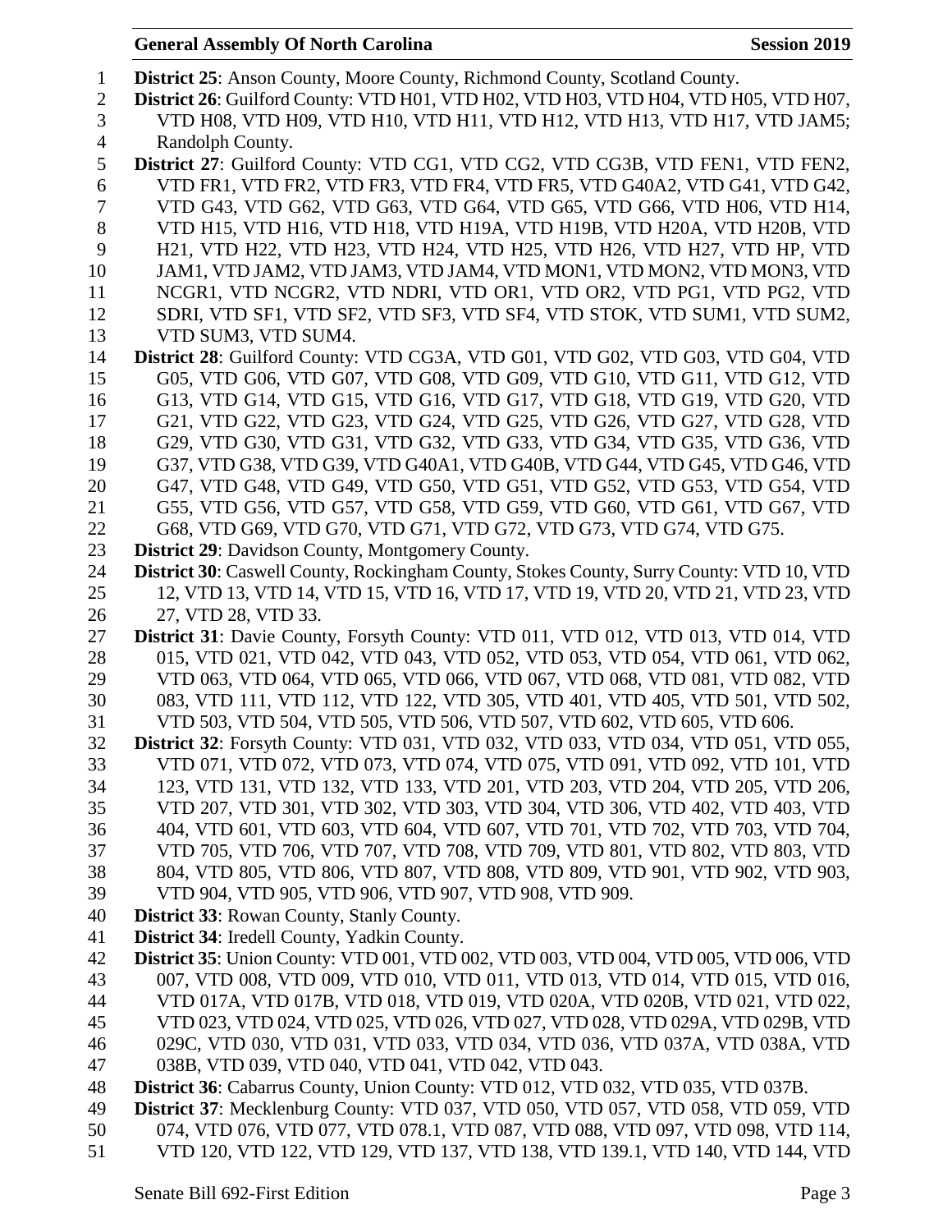**District 25**: Anson County, Moore County, Richmond County, Scotland County.

**District 26**: Guilford County: VTD H01, VTD H02, VTD H03, VTD H04, VTD H05, VTD H07, VTD H08, VTD H09, VTD H10, VTD H11, VTD H12, VTD H13, VTD H17, VTD JAM5; Randolph County.

**District 27**: Guilford County: VTD CG1, VTD CG2, VTD CG3B, VTD FEN1, VTD FEN2, VTD FR1, VTD FR2, VTD FR3, VTD FR4, VTD FR5, VTD G40A2, VTD G41, VTD G42, VTD G43, VTD G62, VTD G63, VTD G64, VTD G65, VTD G66, VTD H06, VTD H14, VTD H15, VTD H16, VTD H18, VTD H19A, VTD H19B, VTD H20A, VTD H20B, VTD H21, VTD H22, VTD H23, VTD H24, VTD H25, VTD H26, VTD H27, VTD HP, VTD JAM1, VTD JAM2, VTD JAM3, VTD JAM4, VTD MON1, VTD MON2, VTD MON3, VTD NCGR1, VTD NCGR2, VTD NDRI, VTD OR1, VTD OR2, VTD PG1, VTD PG2, VTD SDRI, VTD SF1, VTD SF2, VTD SF3, VTD SF4, VTD STOK, VTD SUM1, VTD SUM2, VTD SUM3, VTD SUM4.

**District 28**: Guilford County: VTD CG3A, VTD G01, VTD G02, VTD G03, VTD G04, VTD G05, VTD G06, VTD G07, VTD G08, VTD G09, VTD G10, VTD G11, VTD G12, VTD G13, VTD G14, VTD G15, VTD G16, VTD G17, VTD G18, VTD G19, VTD G20, VTD G21, VTD G22, VTD G23, VTD G24, VTD G25, VTD G26, VTD G27, VTD G28, VTD G29, VTD G30, VTD G31, VTD G32, VTD G33, VTD G34, VTD G35, VTD G36, VTD G37, VTD G38, VTD G39, VTD G40A1, VTD G40B, VTD G44, VTD G45, VTD G46, VTD G47, VTD G48, VTD G49, VTD G50, VTD G51, VTD G52, VTD G53, VTD G54, VTD G55, VTD G56, VTD G57, VTD G58, VTD G59, VTD G60, VTD G61, VTD G67, VTD G68, VTD G69, VTD G70, VTD G71, VTD G72, VTD G73, VTD G74, VTD G75.

**District 29**: Davidson County, Montgomery County.

**District 30**: Caswell County, Rockingham County, Stokes County, Surry County: VTD 10, VTD 12, VTD 13, VTD 14, VTD 15, VTD 16, VTD 17, VTD 19, VTD 20, VTD 21, VTD 23, VTD 27, VTD 28, VTD 33.

**District 31**: Davie County, Forsyth County: VTD 011, VTD 012, VTD 013, VTD 014, VTD 015, VTD 021, VTD 042, VTD 043, VTD 052, VTD 053, VTD 054, VTD 061, VTD 062, VTD 063, VTD 064, VTD 065, VTD 066, VTD 067, VTD 068, VTD 081, VTD 082, VTD 083, VTD 111, VTD 112, VTD 122, VTD 305, VTD 401, VTD 405, VTD 501, VTD 502, VTD 503, VTD 504, VTD 505, VTD 506, VTD 507, VTD 602, VTD 605, VTD 606.

**District 32**: Forsyth County: VTD 031, VTD 032, VTD 033, VTD 034, VTD 051, VTD 055, VTD 071, VTD 072, VTD 073, VTD 074, VTD 075, VTD 091, VTD 092, VTD 101, VTD 123, VTD 131, VTD 132, VTD 133, VTD 201, VTD 203, VTD 204, VTD 205, VTD 206, VTD 207, VTD 301, VTD 302, VTD 303, VTD 304, VTD 306, VTD 402, VTD 403, VTD 404, VTD 601, VTD 603, VTD 604, VTD 607, VTD 701, VTD 702, VTD 703, VTD 704, VTD 705, VTD 706, VTD 707, VTD 708, VTD 709, VTD 801, VTD 802, VTD 803, VTD 804, VTD 805, VTD 806, VTD 807, VTD 808, VTD 809, VTD 901, VTD 902, VTD 903, VTD 904, VTD 905, VTD 906, VTD 907, VTD 908, VTD 909.

**District 33**: Rowan County, Stanly County.

**District 34**: Iredell County, Yadkin County.

**District 35**: Union County: VTD 001, VTD 002, VTD 003, VTD 004, VTD 005, VTD 006, VTD 007, VTD 008, VTD 009, VTD 010, VTD 011, VTD 013, VTD 014, VTD 015, VTD 016, VTD 017A, VTD 017B, VTD 018, VTD 019, VTD 020A, VTD 020B, VTD 021, VTD 022, VTD 023, VTD 024, VTD 025, VTD 026, VTD 027, VTD 028, VTD 029A, VTD 029B, VTD 029C, VTD 030, VTD 031, VTD 033, VTD 034, VTD 036, VTD 037A, VTD 038A, VTD 038B, VTD 039, VTD 040, VTD 041, VTD 042, VTD 043.

**District 36**: Cabarrus County, Union County: VTD 012, VTD 032, VTD 035, VTD 037B.

**District 37**: Mecklenburg County: VTD 037, VTD 050, VTD 057, VTD 058, VTD 059, VTD 074, VTD 076, VTD 077, VTD 078.1, VTD 087, VTD 088, VTD 097, VTD 098, VTD 114, VTD 120, VTD 122, VTD 129, VTD 137, VTD 138, VTD 139.1, VTD 140, VTD 144, VTD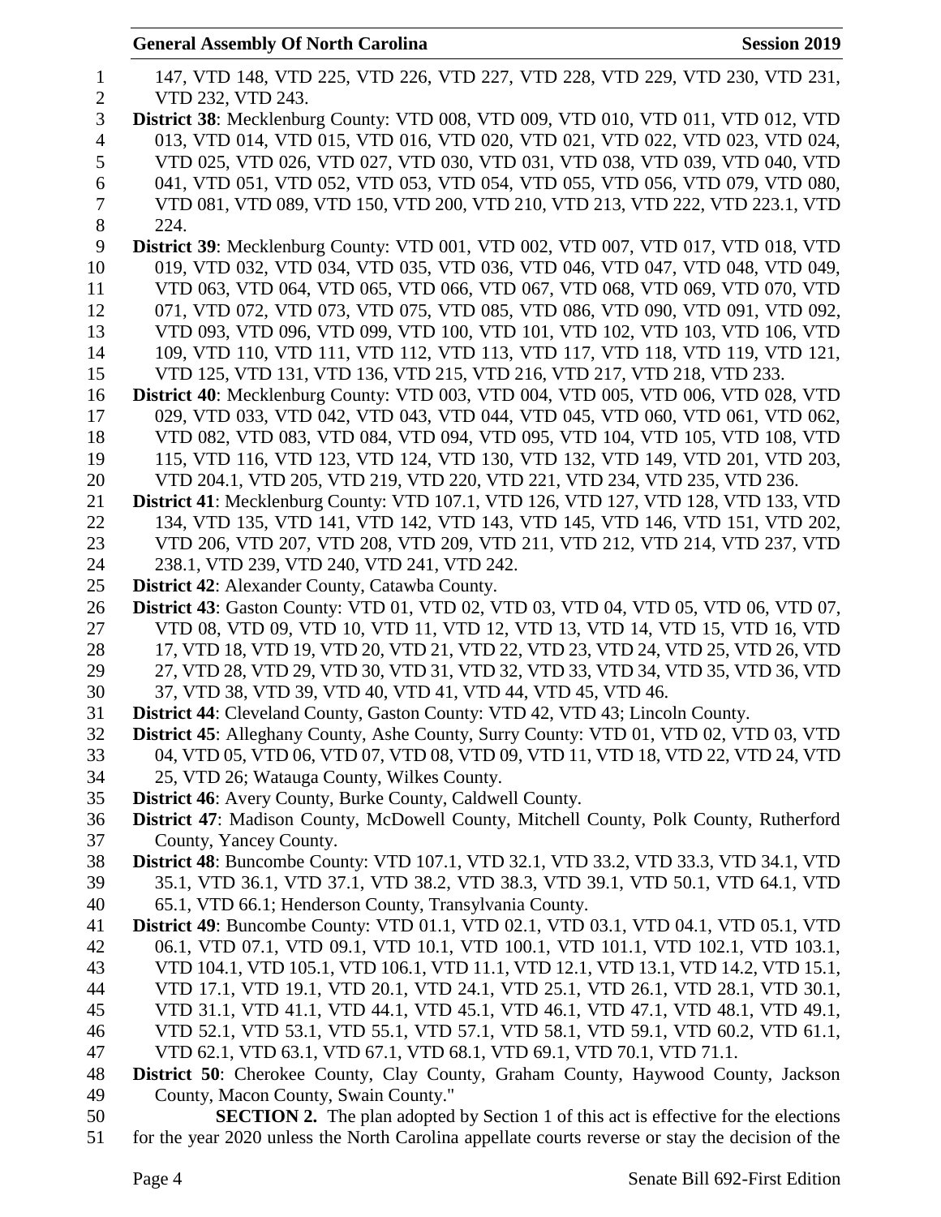147, VTD 148, VTD 225, VTD 226, VTD 227, VTD 228, VTD 229, VTD 230, VTD 231, VTD 232, VTD 243.

**District 38**: Mecklenburg County: VTD 008, VTD 009, VTD 010, VTD 011, VTD 012, VTD 013, VTD 014, VTD 015, VTD 016, VTD 020, VTD 021, VTD 022, VTD 023, VTD 024, VTD 025, VTD 026, VTD 027, VTD 030, VTD 031, VTD 038, VTD 039, VTD 040, VTD 041, VTD 051, VTD 052, VTD 053, VTD 054, VTD 055, VTD 056, VTD 079, VTD 080, VTD 081, VTD 089, VTD 150, VTD 200, VTD 210, VTD 213, VTD 222, VTD 223.1, VTD 224.

**District 39**: Mecklenburg County: VTD 001, VTD 002, VTD 007, VTD 017, VTD 018, VTD 019, VTD 032, VTD 034, VTD 035, VTD 036, VTD 046, VTD 047, VTD 048, VTD 049, VTD 063, VTD 064, VTD 065, VTD 066, VTD 067, VTD 068, VTD 069, VTD 070, VTD 071, VTD 072, VTD 073, VTD 075, VTD 085, VTD 086, VTD 090, VTD 091, VTD 092, VTD 093, VTD 096, VTD 099, VTD 100, VTD 101, VTD 102, VTD 103, VTD 106, VTD 109, VTD 110, VTD 111, VTD 112, VTD 113, VTD 117, VTD 118, VTD 119, VTD 121, VTD 125, VTD 131, VTD 136, VTD 215, VTD 216, VTD 217, VTD 218, VTD 233.

**District 40**: Mecklenburg County: VTD 003, VTD 004, VTD 005, VTD 006, VTD 028, VTD 029, VTD 033, VTD 042, VTD 043, VTD 044, VTD 045, VTD 060, VTD 061, VTD 062, VTD 082, VTD 083, VTD 084, VTD 094, VTD 095, VTD 104, VTD 105, VTD 108, VTD 115, VTD 116, VTD 123, VTD 124, VTD 130, VTD 132, VTD 149, VTD 201, VTD 203, VTD 204.1, VTD 205, VTD 219, VTD 220, VTD 221, VTD 234, VTD 235, VTD 236.

**District 41**: Mecklenburg County: VTD 107.1, VTD 126, VTD 127, VTD 128, VTD 133, VTD 134, VTD 135, VTD 141, VTD 142, VTD 143, VTD 145, VTD 146, VTD 151, VTD 202, VTD 206, VTD 207, VTD 208, VTD 209, VTD 211, VTD 212, VTD 214, VTD 237, VTD 238.1, VTD 239, VTD 240, VTD 241, VTD 242.

**District 42**: Alexander County, Catawba County.

**District 43**: Gaston County: VTD 01, VTD 02, VTD 03, VTD 04, VTD 05, VTD 06, VTD 07, VTD 08, VTD 09, VTD 10, VTD 11, VTD 12, VTD 13, VTD 14, VTD 15, VTD 16, VTD 17, VTD 18, VTD 19, VTD 20, VTD 21, VTD 22, VTD 23, VTD 24, VTD 25, VTD 26, VTD 27, VTD 28, VTD 29, VTD 30, VTD 31, VTD 32, VTD 33, VTD 34, VTD 35, VTD 36, VTD 37, VTD 38, VTD 39, VTD 40, VTD 41, VTD 44, VTD 45, VTD 46.

**District 44**: Cleveland County, Gaston County: VTD 42, VTD 43; Lincoln County.

**District 45**: Alleghany County, Ashe County, Surry County: VTD 01, VTD 02, VTD 03, VTD 04, VTD 05, VTD 06, VTD 07, VTD 08, VTD 09, VTD 11, VTD 18, VTD 22, VTD 24, VTD 25, VTD 26; Watauga County, Wilkes County.

**District 46**: Avery County, Burke County, Caldwell County.

**District 47**: Madison County, McDowell County, Mitchell County, Polk County, Rutherford County, Yancey County.

**District 48**: Buncombe County: VTD 107.1, VTD 32.1, VTD 33.2, VTD 33.3, VTD 34.1, VTD 35.1, VTD 36.1, VTD 37.1, VTD 38.2, VTD 38.3, VTD 39.1, VTD 50.1, VTD 64.1, VTD 65.1, VTD 66.1; Henderson County, Transylvania County.

**District 49**: Buncombe County: VTD 01.1, VTD 02.1, VTD 03.1, VTD 04.1, VTD 05.1, VTD 06.1, VTD 07.1, VTD 09.1, VTD 10.1, VTD 100.1, VTD 101.1, VTD 102.1, VTD 103.1, VTD 104.1, VTD 105.1, VTD 106.1, VTD 11.1, VTD 12.1, VTD 13.1, VTD 14.2, VTD 15.1, VTD 17.1, VTD 19.1, VTD 20.1, VTD 24.1, VTD 25.1, VTD 26.1, VTD 28.1, VTD 30.1, VTD 31.1, VTD 41.1, VTD 44.1, VTD 45.1, VTD 46.1, VTD 47.1, VTD 48.1, VTD 49.1, VTD 52.1, VTD 53.1, VTD 55.1, VTD 57.1, VTD 58.1, VTD 59.1, VTD 60.2, VTD 61.1, VTD 62.1, VTD 63.1, VTD 67.1, VTD 68.1, VTD 69.1, VTD 70.1, VTD 71.1.

**District 50**: Cherokee County, Clay County, Graham County, Haywood County, Jackson County, Macon County, Swain County."

**SECTION 2.** The plan adopted by Section 1 of this act is effective for the elections for the year 2020 unless the North Carolina appellate courts reverse or stay the decision of the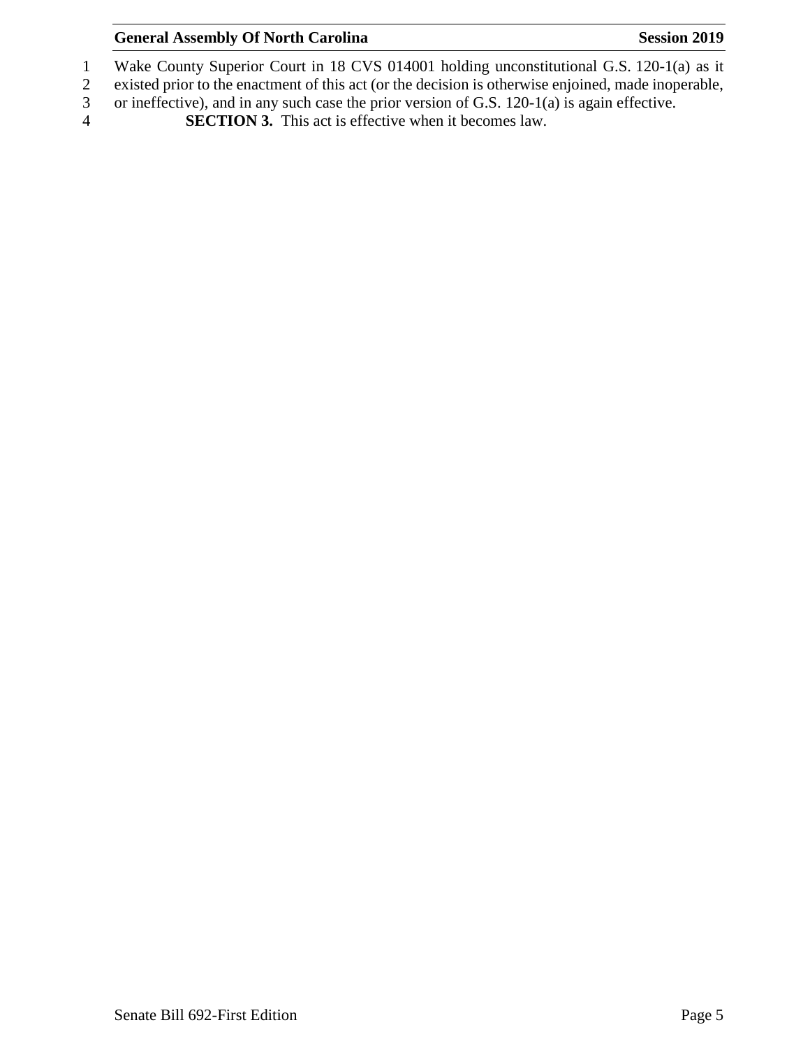Wake County Superior Court in 18 CVS 014001 holding unconstitutional G.S. 120-1(a) as it existed prior to the enactment of this act (or the decision is otherwise enjoined, made inoperable, or ineffective), and in any such case the prior version of G.S. 120-1(a) is again effective.

**SECTION 3.** This act is effective when it becomes law.